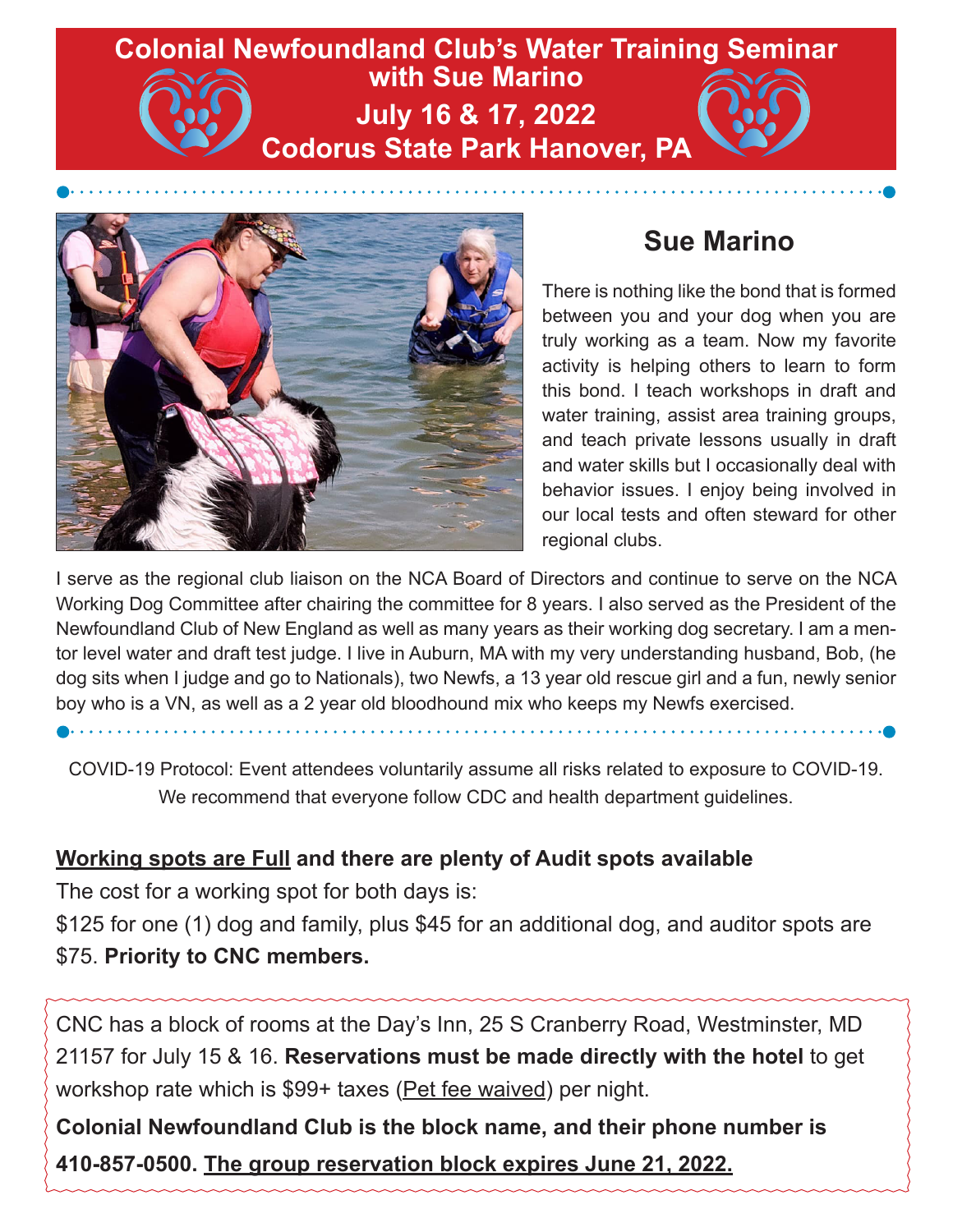# Colonial Newfoundland Club's Water Training Seminar with Sue Marino

## July 16 & 17, 2022

## Codorus State Park Hanover, PA

## Sue Marino

There is nothing like the bond that is formed between you and your dog when you are truly working as a team. Now my favorite activity is helping others to learn to form this bond. I teach workshops in draft and water training, assist area training groups, and teach private lessons usually in draft and water skills but I occasionally deal with behavior issues. I enjoy being involved in our local tests and often steward for other regional clubs.

I serve as the regional club liaison on the NCA Board of Directors and continue to serve on the NCA Working Dog Committee after chairing the committee for 8 years. I also served as the President of the Newfoundland Club of New England as well as many years as their working dog secretary. I am a mentor level water and draft test judge. I live in Auburn, MA with my very understanding husband, Bob, (he dog sits when I judge and go to Nationals), two Newfs, a 13 year old rescue girl and a fun, newly senior boy who is a VN, as well as a 2 year old bloodhound mix who keeps my Newfs exercised.

COVID-19 Protocol: Event attendees voluntarily assume all risks related to exposure to COVID-19. We recommend that everyone follow CDC and health department guidelines.

**Working spots are Full and there are plenty of Audit spots available**

The cost for a working spot for both days is:

$125 for one (1) dog and family, plus $45 for an additional dog, and auditor spots are $75. **Priority to CNC members.**

CNC has a block of rooms at the Day's Inn, 25 S Cranberry Road, Westminster, MD 21157 for July 15 & 16. **Reservations must be made directly with the hotel** to get workshop rate which is $99+ taxes (Pet fee waived) per night.

**Colonial Newfoundland Club is the block name, and their phone number is 410-857-0500. The group reservation block expires June 21, 2022.**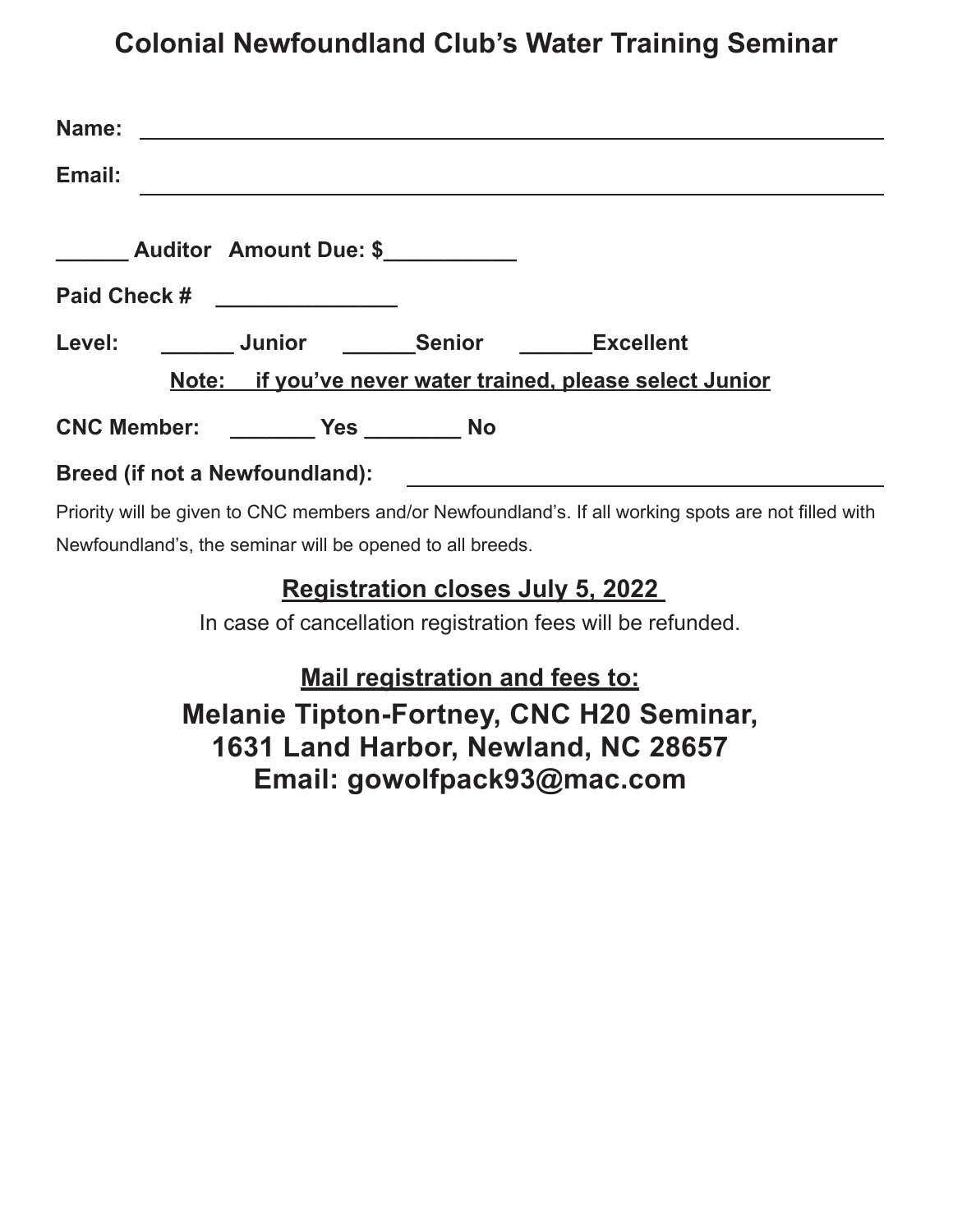# Colonial Newfoundland Club's Water Training Seminar

**Name:** ____________________________________________________________

**Email:** ____________________________________________________________

**______ Auditor   Amount Due: $___________**

**Paid Check #   _______________**

**Level:   ______ Junior   ______Senior   ______Excellent**

**Note:   if you've never water trained, please select Junior**

**CNC Member:   _______ Yes ________ No**

**Breed (if not a Newfoundland):** ____________________________________________

Priority will be given to CNC members and/or Newfoundland's. If all working spots are not filled with Newfoundland's, the seminar will be opened to all breeds.

**Registration closes July 5, 2022**

In case of cancellation registration fees will be refunded.

**Mail registration and fees to:**

**Melanie Tipton-Fortney, CNC H20 Seminar,**
**1631 Land Harbor, Newland, NC 28657**
**Email: gowolfpack93@mac.com**